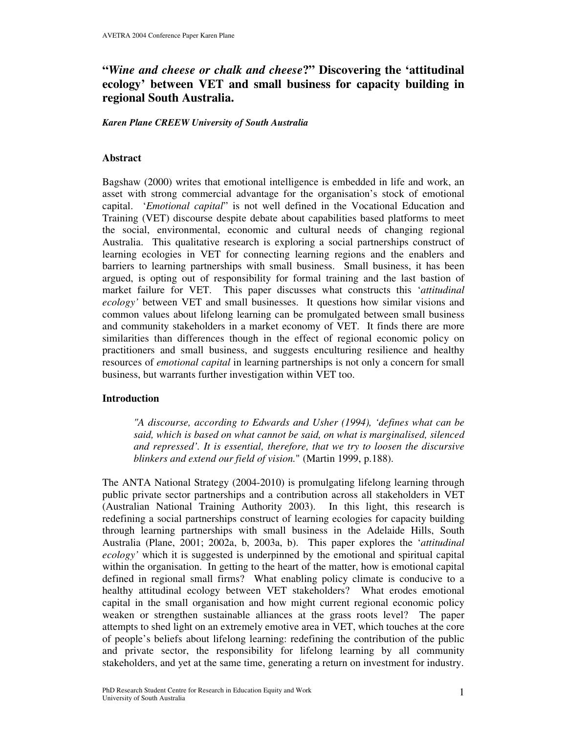# "*Wine and cheese or chalk and cheese*?" Discovering the 'attitudinal ecology' between VET and small business for capacity building in regional South Australia.

***Karen Plane CREEW University of South Australia***

## Abstract

Bagshaw (2000) writes that emotional intelligence is embedded in life and work, an asset with strong commercial advantage for the organisation's stock of emotional capital. '*Emotional capital*" is not well defined in the Vocational Education and Training (VET) discourse despite debate about capabilities based platforms to meet the social, environmental, economic and cultural needs of changing regional Australia. This qualitative research is exploring a social partnerships construct of learning ecologies in VET for connecting learning regions and the enablers and barriers to learning partnerships with small business. Small business, it has been argued, is opting out of responsibility for formal training and the last bastion of market failure for VET. This paper discusses what constructs this '*attitudinal ecology'* between VET and small businesses. It questions how similar visions and common values about lifelong learning can be promulgated between small business and community stakeholders in a market economy of VET. It finds there are more similarities than differences though in the effect of regional economic policy on practitioners and small business, and suggests enculturing resilience and healthy resources of *emotional capital* in learning partnerships is not only a concern for small business, but warrants further investigation within VET too.

## Introduction

> *"A discourse, according to Edwards and Usher (1994), 'defines what can be said, which is based on what cannot be said, on what is marginalised, silenced and repressed'. It is essential, therefore, that we try to loosen the discursive blinkers and extend our field of vision.*" (Martin 1999, p.188).

The ANTA National Strategy (2004-2010) is promulgating lifelong learning through public private sector partnerships and a contribution across all stakeholders in VET (Australian National Training Authority 2003). In this light, this research is redefining a social partnerships construct of learning ecologies for capacity building through learning partnerships with small business in the Adelaide Hills, South Australia (Plane, 2001; 2002a, b, 2003a, b). This paper explores the '*attitudinal ecology'* which it is suggested is underpinned by the emotional and spiritual capital within the organisation. In getting to the heart of the matter, how is emotional capital defined in regional small firms? What enabling policy climate is conducive to a healthy attitudinal ecology between VET stakeholders? What erodes emotional capital in the small organisation and how might current regional economic policy weaken or strengthen sustainable alliances at the grass roots level? The paper attempts to shed light on an extremely emotive area in VET, which touches at the core of people's beliefs about lifelong learning: redefining the contribution of the public and private sector, the responsibility for lifelong learning by all community stakeholders, and yet at the same time, generating a return on investment for industry.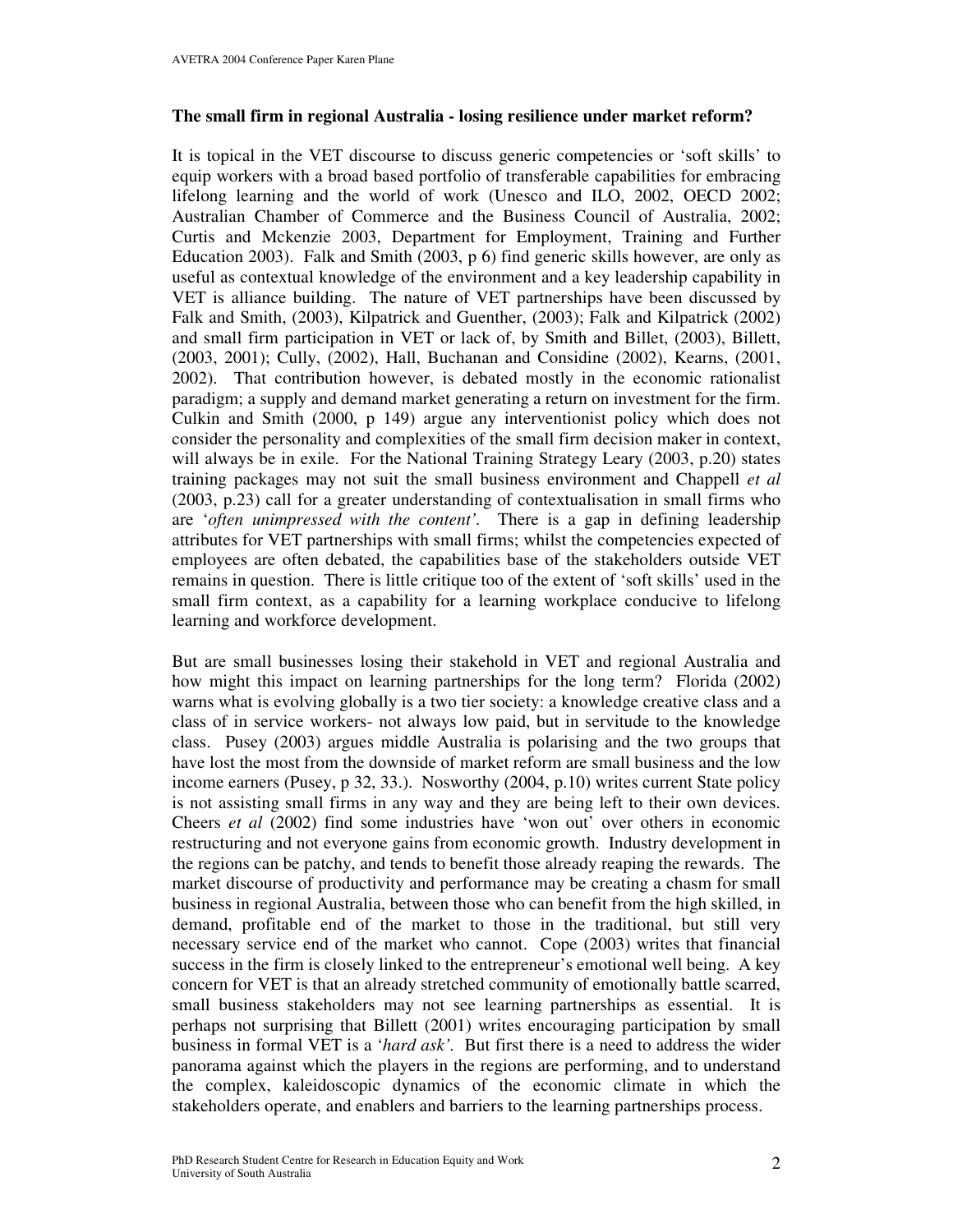**The small firm in regional Australia - losing resilience under market reform?**

It is topical in the VET discourse to discuss generic competencies or 'soft skills' to equip workers with a broad based portfolio of transferable capabilities for embracing lifelong learning and the world of work (Unesco and ILO, 2002, OECD 2002; Australian Chamber of Commerce and the Business Council of Australia, 2002; Curtis and Mckenzie 2003, Department for Employment, Training and Further Education 2003). Falk and Smith (2003, p 6) find generic skills however, are only as useful as contextual knowledge of the environment and a key leadership capability in VET is alliance building. The nature of VET partnerships have been discussed by Falk and Smith, (2003), Kilpatrick and Guenther, (2003); Falk and Kilpatrick (2002) and small firm participation in VET or lack of, by Smith and Billet, (2003), Billett, (2003, 2001); Cully, (2002), Hall, Buchanan and Considine (2002), Kearns, (2001, 2002). That contribution however, is debated mostly in the economic rationalist paradigm; a supply and demand market generating a return on investment for the firm. Culkin and Smith (2000, p 149) argue any interventionist policy which does not consider the personality and complexities of the small firm decision maker in context, will always be in exile. For the National Training Strategy Leary (2003, p.20) states training packages may not suit the small business environment and Chappell *et al* (2003, p.23) call for a greater understanding of contextualisation in small firms who are '*often unimpressed with the content'*. There is a gap in defining leadership attributes for VET partnerships with small firms; whilst the competencies expected of employees are often debated, the capabilities base of the stakeholders outside VET remains in question. There is little critique too of the extent of 'soft skills' used in the small firm context, as a capability for a learning workplace conducive to lifelong learning and workforce development.

But are small businesses losing their stakehold in VET and regional Australia and how might this impact on learning partnerships for the long term? Florida (2002) warns what is evolving globally is a two tier society: a knowledge creative class and a class of in service workers- not always low paid, but in servitude to the knowledge class. Pusey (2003) argues middle Australia is polarising and the two groups that have lost the most from the downside of market reform are small business and the low income earners (Pusey, p 32, 33.). Nosworthy (2004, p.10) writes current State policy is not assisting small firms in any way and they are being left to their own devices. Cheers *et al* (2002) find some industries have 'won out' over others in economic restructuring and not everyone gains from economic growth. Industry development in the regions can be patchy, and tends to benefit those already reaping the rewards. The market discourse of productivity and performance may be creating a chasm for small business in regional Australia, between those who can benefit from the high skilled, in demand, profitable end of the market to those in the traditional, but still very necessary service end of the market who cannot. Cope (2003) writes that financial success in the firm is closely linked to the entrepreneur's emotional well being. A key concern for VET is that an already stretched community of emotionally battle scarred, small business stakeholders may not see learning partnerships as essential. It is perhaps not surprising that Billett (2001) writes encouraging participation by small business in formal VET is a '*hard ask'*. But first there is a need to address the wider panorama against which the players in the regions are performing, and to understand the complex, kaleidoscopic dynamics of the economic climate in which the stakeholders operate, and enablers and barriers to the learning partnerships process.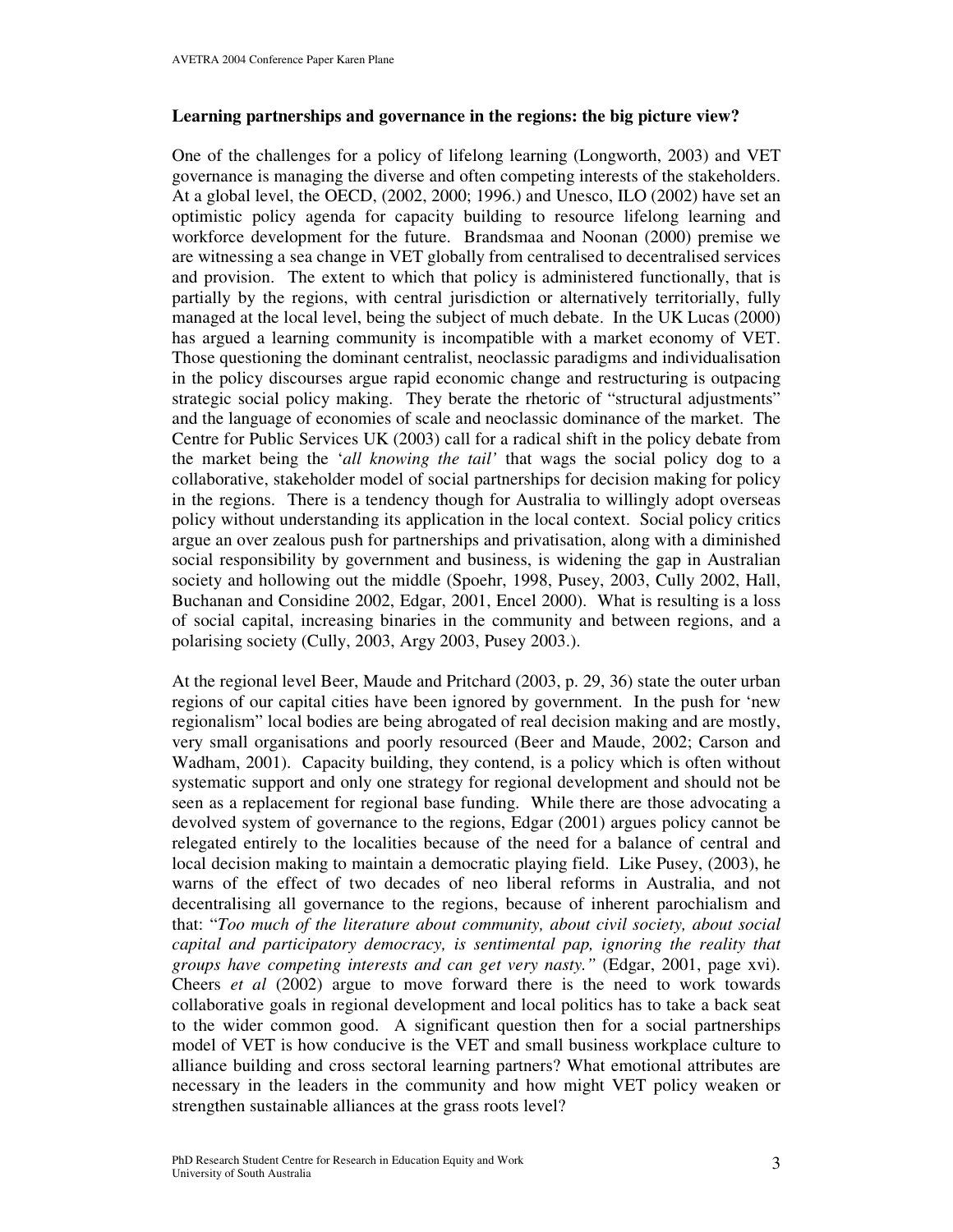**Learning partnerships and governance in the regions: the big picture view?**

One of the challenges for a policy of lifelong learning (Longworth, 2003) and VET governance is managing the diverse and often competing interests of the stakeholders. At a global level, the OECD, (2002, 2000; 1996.) and Unesco, ILO (2002) have set an optimistic policy agenda for capacity building to resource lifelong learning and workforce development for the future. Brandsmaa and Noonan (2000) premise we are witnessing a sea change in VET globally from centralised to decentralised services and provision. The extent to which that policy is administered functionally, that is partially by the regions, with central jurisdiction or alternatively territorially, fully managed at the local level, being the subject of much debate. In the UK Lucas (2000) has argued a learning community is incompatible with a market economy of VET. Those questioning the dominant centralist, neoclassic paradigms and individualisation in the policy discourses argue rapid economic change and restructuring is outpacing strategic social policy making. They berate the rhetoric of "structural adjustments" and the language of economies of scale and neoclassic dominance of the market. The Centre for Public Services UK (2003) call for a radical shift in the policy debate from the market being the '*all knowing the tail'* that wags the social policy dog to a collaborative, stakeholder model of social partnerships for decision making for policy in the regions. There is a tendency though for Australia to willingly adopt overseas policy without understanding its application in the local context. Social policy critics argue an over zealous push for partnerships and privatisation, along with a diminished social responsibility by government and business, is widening the gap in Australian society and hollowing out the middle (Spoehr, 1998, Pusey, 2003, Cully 2002, Hall, Buchanan and Considine 2002, Edgar, 2001, Encel 2000). What is resulting is a loss of social capital, increasing binaries in the community and between regions, and a polarising society (Cully, 2003, Argy 2003, Pusey 2003.).

At the regional level Beer, Maude and Pritchard (2003, p. 29, 36) state the outer urban regions of our capital cities have been ignored by government. In the push for 'new regionalism" local bodies are being abrogated of real decision making and are mostly, very small organisations and poorly resourced (Beer and Maude, 2002; Carson and Wadham, 2001). Capacity building, they contend, is a policy which is often without systematic support and only one strategy for regional development and should not be seen as a replacement for regional base funding. While there are those advocating a devolved system of governance to the regions, Edgar (2001) argues policy cannot be relegated entirely to the localities because of the need for a balance of central and local decision making to maintain a democratic playing field. Like Pusey, (2003), he warns of the effect of two decades of neo liberal reforms in Australia, and not decentralising all governance to the regions, because of inherent parochialism and that: "*Too much of the literature about community, about civil society, about social capital and participatory democracy, is sentimental pap, ignoring the reality that groups have competing interests and can get very nasty."* (Edgar, 2001, page xvi). Cheers *et al* (2002) argue to move forward there is the need to work towards collaborative goals in regional development and local politics has to take a back seat to the wider common good. A significant question then for a social partnerships model of VET is how conducive is the VET and small business workplace culture to alliance building and cross sectoral learning partners? What emotional attributes are necessary in the leaders in the community and how might VET policy weaken or strengthen sustainable alliances at the grass roots level?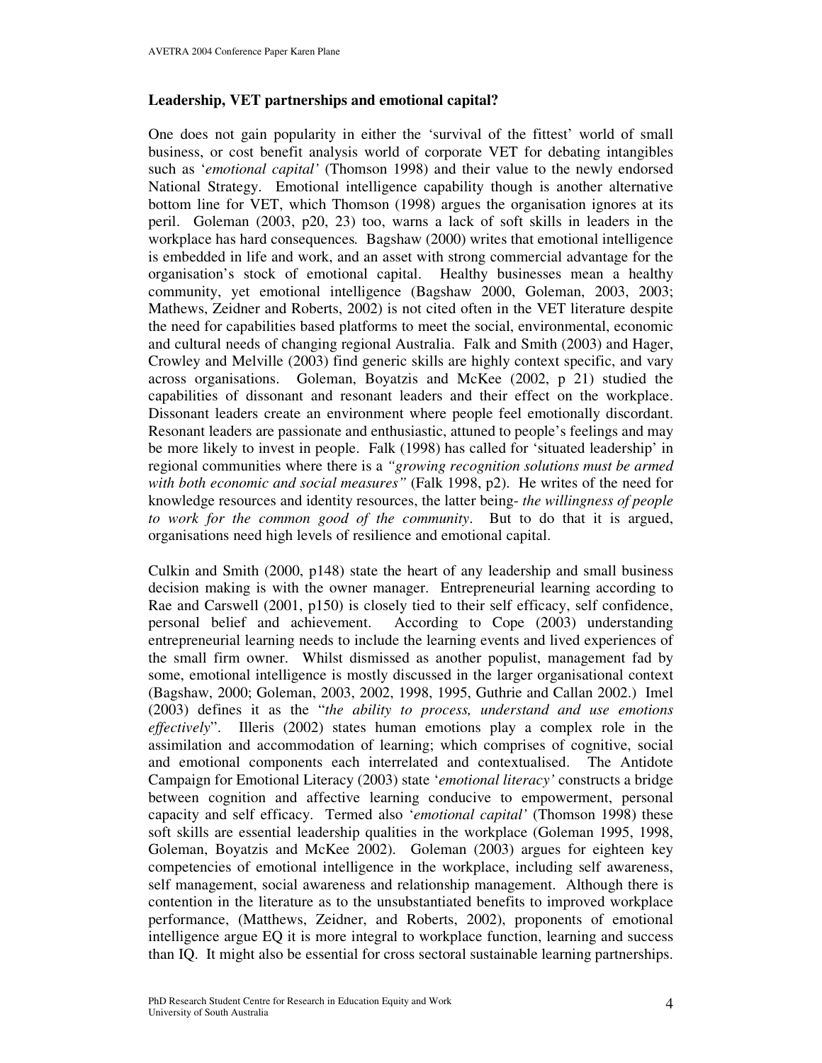**Leadership, VET partnerships and emotional capital?**

One does not gain popularity in either the 'survival of the fittest' world of small business, or cost benefit analysis world of corporate VET for debating intangibles such as '*emotional capital'* (Thomson 1998) and their value to the newly endorsed National Strategy. Emotional intelligence capability though is another alternative bottom line for VET, which Thomson (1998) argues the organisation ignores at its peril. Goleman (2003, p20, 23) too, warns a lack of soft skills in leaders in the workplace has hard consequences. Bagshaw (2000) writes that emotional intelligence is embedded in life and work, and an asset with strong commercial advantage for the organisation's stock of emotional capital. Healthy businesses mean a healthy community, yet emotional intelligence (Bagshaw 2000, Goleman, 2003, 2003; Mathews, Zeidner and Roberts, 2002) is not cited often in the VET literature despite the need for capabilities based platforms to meet the social, environmental, economic and cultural needs of changing regional Australia. Falk and Smith (2003) and Hager, Crowley and Melville (2003) find generic skills are highly context specific, and vary across organisations. Goleman, Boyatzis and McKee (2002, p 21) studied the capabilities of dissonant and resonant leaders and their effect on the workplace. Dissonant leaders create an environment where people feel emotionally discordant. Resonant leaders are passionate and enthusiastic, attuned to people's feelings and may be more likely to invest in people. Falk (1998) has called for 'situated leadership' in regional communities where there is a *"growing recognition solutions must be armed with both economic and social measures"* (Falk 1998, p2). He writes of the need for knowledge resources and identity resources, the latter being- *the willingness of people to work for the common good of the community*. But to do that it is argued, organisations need high levels of resilience and emotional capital.

Culkin and Smith (2000, p148) state the heart of any leadership and small business decision making is with the owner manager. Entrepreneurial learning according to Rae and Carswell (2001, p150) is closely tied to their self efficacy, self confidence, personal belief and achievement. According to Cope (2003) understanding entrepreneurial learning needs to include the learning events and lived experiences of the small firm owner. Whilst dismissed as another populist, management fad by some, emotional intelligence is mostly discussed in the larger organisational context (Bagshaw, 2000; Goleman, 2003, 2002, 1998, 1995, Guthrie and Callan 2002.) Imel (2003) defines it as the "*the ability to process, understand and use emotions effectively*". Illeris (2002) states human emotions play a complex role in the assimilation and accommodation of learning; which comprises of cognitive, social and emotional components each interrelated and contextualised. The Antidote Campaign for Emotional Literacy (2003) state '*emotional literacy'* constructs a bridge between cognition and affective learning conducive to empowerment, personal capacity and self efficacy. Termed also '*emotional capital'* (Thomson 1998) these soft skills are essential leadership qualities in the workplace (Goleman 1995, 1998, Goleman, Boyatzis and McKee 2002). Goleman (2003) argues for eighteen key competencies of emotional intelligence in the workplace, including self awareness, self management, social awareness and relationship management. Although there is contention in the literature as to the unsubstantiated benefits to improved workplace performance, (Matthews, Zeidner, and Roberts, 2002), proponents of emotional intelligence argue EQ it is more integral to workplace function, learning and success than IQ. It might also be essential for cross sectoral sustainable learning partnerships.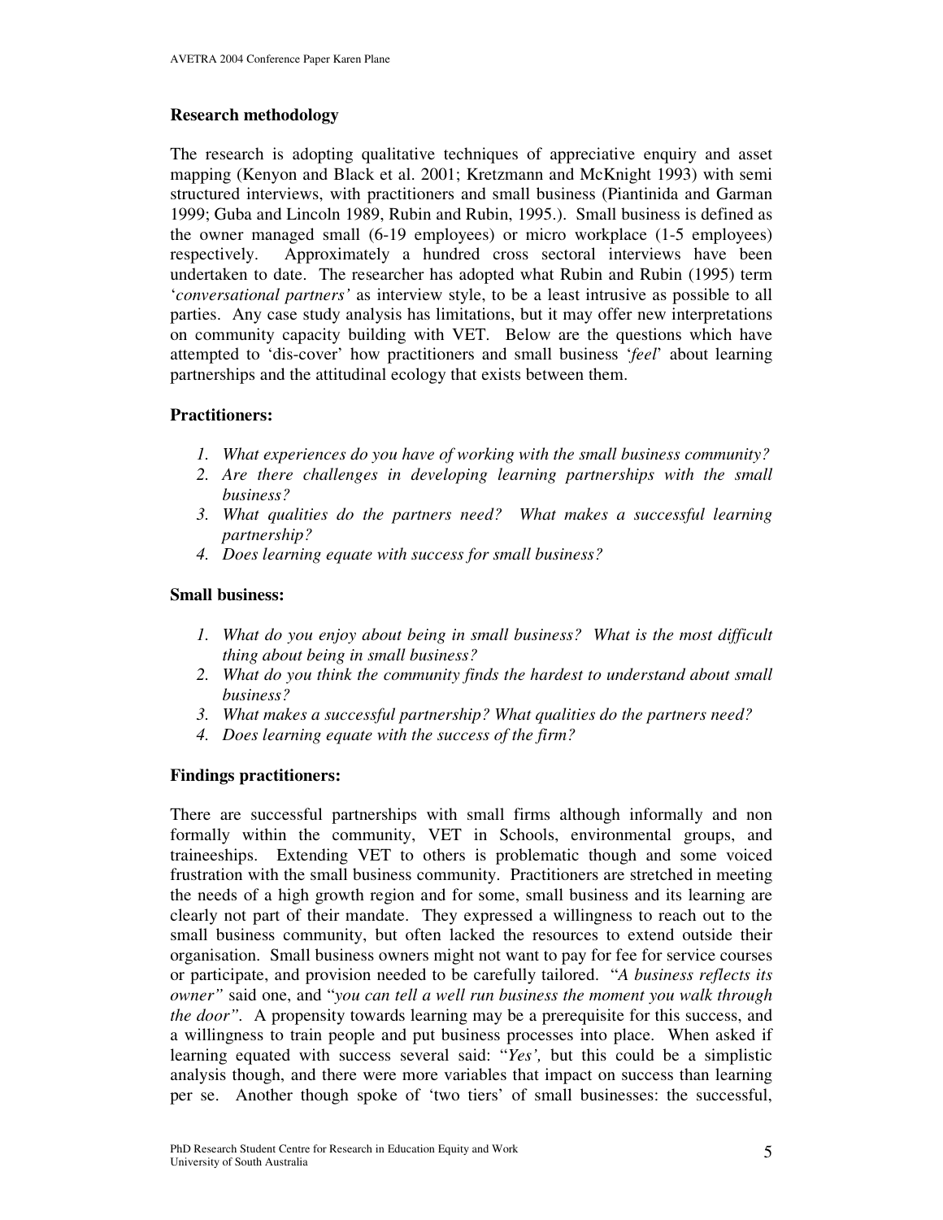**Research methodology**

The research is adopting qualitative techniques of appreciative enquiry and asset mapping (Kenyon and Black et al. 2001; Kretzmann and McKnight 1993) with semi structured interviews, with practitioners and small business (Piantinida and Garman 1999; Guba and Lincoln 1989, Rubin and Rubin, 1995.). Small business is defined as the owner managed small (6-19 employees) or micro workplace (1-5 employees) respectively. Approximately a hundred cross sectoral interviews have been undertaken to date. The researcher has adopted what Rubin and Rubin (1995) term '*conversational partners'* as interview style, to be a least intrusive as possible to all parties. Any case study analysis has limitations, but it may offer new interpretations on community capacity building with VET. Below are the questions which have attempted to 'dis-cover' how practitioners and small business '*feel*' about learning partnerships and the attitudinal ecology that exists between them.

**Practitioners:**

1. *What experiences do you have of working with the small business community?*
2. *Are there challenges in developing learning partnerships with the small business?*
3. *What qualities do the partners need? What makes a successful learning partnership?*
4. *Does learning equate with success for small business?*

**Small business:**

1. *What do you enjoy about being in small business? What is the most difficult thing about being in small business?*
2. *What do you think the community finds the hardest to understand about small business?*
3. *What makes a successful partnership? What qualities do the partners need?*
4. *Does learning equate with the success of the firm?*

**Findings practitioners:**

There are successful partnerships with small firms although informally and non formally within the community, VET in Schools, environmental groups, and traineeships. Extending VET to others is problematic though and some voiced frustration with the small business community. Practitioners are stretched in meeting the needs of a high growth region and for some, small business and its learning are clearly not part of their mandate. They expressed a willingness to reach out to the small business community, but often lacked the resources to extend outside their organisation. Small business owners might not want to pay for fee for service courses or participate, and provision needed to be carefully tailored. "*A business reflects its owner"* said one, and "*you can tell a well run business the moment you walk through the door"*. A propensity towards learning may be a prerequisite for this success, and a willingness to train people and put business processes into place. When asked if learning equated with success several said: "*Yes',* but this could be a simplistic analysis though, and there were more variables that impact on success than learning per se. Another though spoke of 'two tiers' of small businesses: the successful,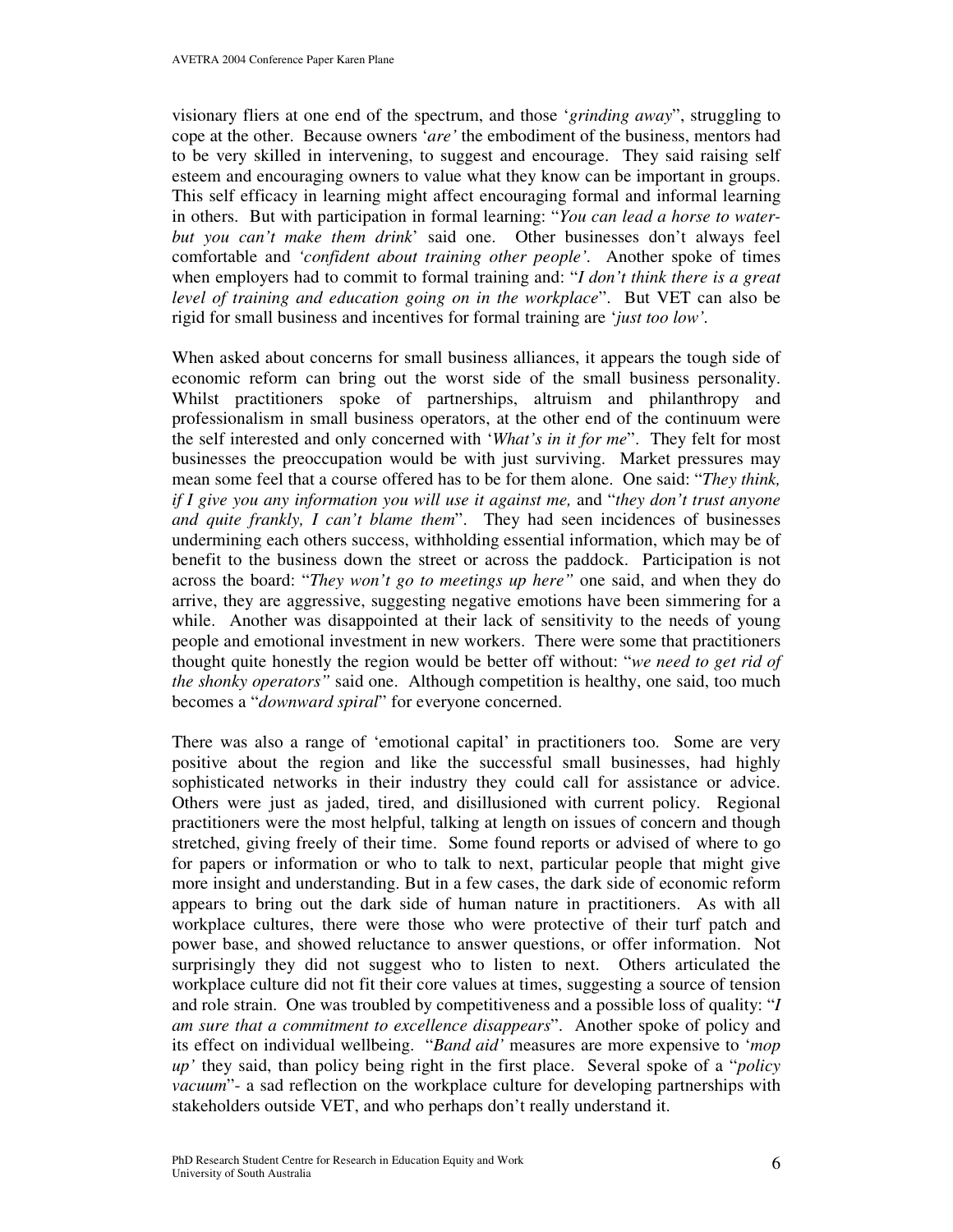visionary fliers at one end of the spectrum, and those '*grinding away*", struggling to cope at the other. Because owners '*are'* the embodiment of the business, mentors had to be very skilled in intervening, to suggest and encourage. They said raising self esteem and encouraging owners to value what they know can be important in groups. This self efficacy in learning might affect encouraging formal and informal learning in others. But with participation in formal learning: "*You can lead a horse to water- but you can't make them drink*' said one. Other businesses don't always feel comfortable and *'confident about training other people'*. Another spoke of times when employers had to commit to formal training and: "*I don't think there is a great level of training and education going on in the workplace*". But VET can also be rigid for small business and incentives for formal training are '*just too low'*.

When asked about concerns for small business alliances, it appears the tough side of economic reform can bring out the worst side of the small business personality. Whilst practitioners spoke of partnerships, altruism and philanthropy and professionalism in small business operators, at the other end of the continuum were the self interested and only concerned with '*What's in it for me*". They felt for most businesses the preoccupation would be with just surviving. Market pressures may mean some feel that a course offered has to be for them alone. One said: "*They think, if I give you any information you will use it against me,* and "*they don't trust anyone and quite frankly, I can't blame them*". They had seen incidences of businesses undermining each others success, withholding essential information, which may be of benefit to the business down the street or across the paddock. Participation is not across the board: "*They won't go to meetings up here"* one said, and when they do arrive, they are aggressive, suggesting negative emotions have been simmering for a while. Another was disappointed at their lack of sensitivity to the needs of young people and emotional investment in new workers. There were some that practitioners thought quite honestly the region would be better off without: "*we need to get rid of the shonky operators"* said one. Although competition is healthy, one said, too much becomes a "*downward spiral*" for everyone concerned.

There was also a range of 'emotional capital' in practitioners too. Some are very positive about the region and like the successful small businesses, had highly sophisticated networks in their industry they could call for assistance or advice. Others were just as jaded, tired, and disillusioned with current policy. Regional practitioners were the most helpful, talking at length on issues of concern and though stretched, giving freely of their time. Some found reports or advised of where to go for papers or information or who to talk to next, particular people that might give more insight and understanding. But in a few cases, the dark side of economic reform appears to bring out the dark side of human nature in practitioners. As with all workplace cultures, there were those who were protective of their turf patch and power base, and showed reluctance to answer questions, or offer information. Not surprisingly they did not suggest who to listen to next. Others articulated the workplace culture did not fit their core values at times, suggesting a source of tension and role strain. One was troubled by competitiveness and a possible loss of quality: "*I am sure that a commitment to excellence disappears*". Another spoke of policy and its effect on individual wellbeing. "*Band aid'* measures are more expensive to '*mop up'* they said, than policy being right in the first place. Several spoke of a "*policy vacuum*"- a sad reflection on the workplace culture for developing partnerships with stakeholders outside VET, and who perhaps don't really understand it.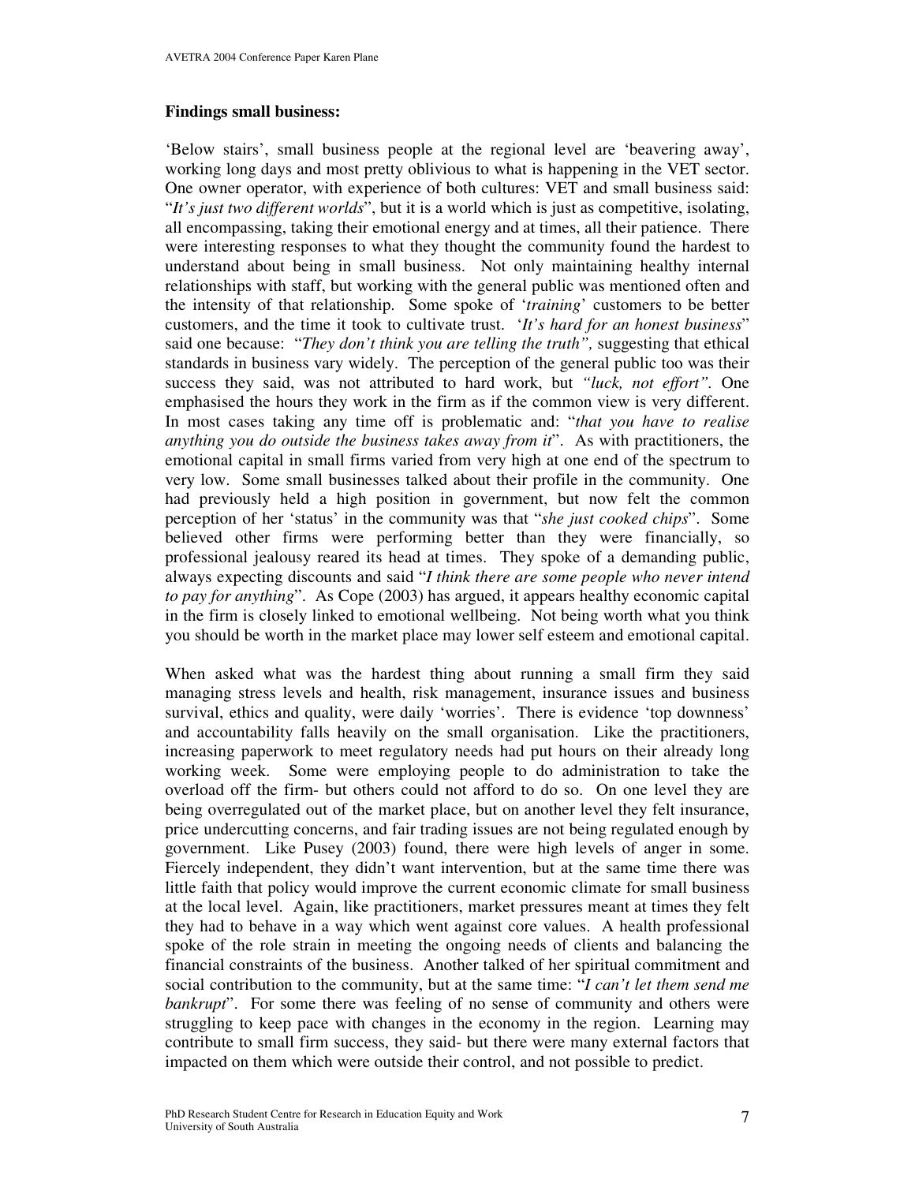**Findings small business:**

'Below stairs', small business people at the regional level are 'beavering away', working long days and most pretty oblivious to what is happening in the VET sector. One owner operator, with experience of both cultures: VET and small business said: "*It's just two different worlds*", but it is a world which is just as competitive, isolating, all encompassing, taking their emotional energy and at times, all their patience. There were interesting responses to what they thought the community found the hardest to understand about being in small business. Not only maintaining healthy internal relationships with staff, but working with the general public was mentioned often and the intensity of that relationship. Some spoke of '*training*' customers to be better customers, and the time it took to cultivate trust. '*It's hard for an honest business*" said one because: "*They don't think you are telling the truth",* suggesting that ethical standards in business vary widely. The perception of the general public too was their success they said, was not attributed to hard work, but *"luck, not effort"*. One emphasised the hours they work in the firm as if the common view is very different. In most cases taking any time off is problematic and: "*that you have to realise anything you do outside the business takes away from it*". As with practitioners, the emotional capital in small firms varied from very high at one end of the spectrum to very low. Some small businesses talked about their profile in the community. One had previously held a high position in government, but now felt the common perception of her 'status' in the community was that "*she just cooked chips*". Some believed other firms were performing better than they were financially, so professional jealousy reared its head at times. They spoke of a demanding public, always expecting discounts and said "*I think there are some people who never intend to pay for anything*". As Cope (2003) has argued, it appears healthy economic capital in the firm is closely linked to emotional wellbeing. Not being worth what you think you should be worth in the market place may lower self esteem and emotional capital.

When asked what was the hardest thing about running a small firm they said managing stress levels and health, risk management, insurance issues and business survival, ethics and quality, were daily 'worries'. There is evidence 'top downness' and accountability falls heavily on the small organisation. Like the practitioners, increasing paperwork to meet regulatory needs had put hours on their already long working week. Some were employing people to do administration to take the overload off the firm- but others could not afford to do so. On one level they are being overregulated out of the market place, but on another level they felt insurance, price undercutting concerns, and fair trading issues are not being regulated enough by government. Like Pusey (2003) found, there were high levels of anger in some. Fiercely independent, they didn't want intervention, but at the same time there was little faith that policy would improve the current economic climate for small business at the local level. Again, like practitioners, market pressures meant at times they felt they had to behave in a way which went against core values. A health professional spoke of the role strain in meeting the ongoing needs of clients and balancing the financial constraints of the business. Another talked of her spiritual commitment and social contribution to the community, but at the same time: "*I can't let them send me bankrupt*". For some there was feeling of no sense of community and others were struggling to keep pace with changes in the economy in the region. Learning may contribute to small firm success, they said- but there were many external factors that impacted on them which were outside their control, and not possible to predict.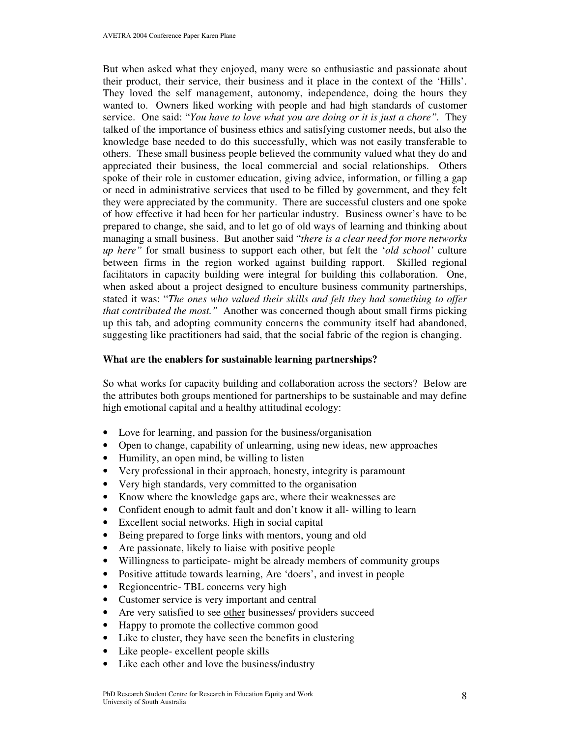But when asked what they enjoyed, many were so enthusiastic and passionate about their product, their service, their business and it place in the context of the 'Hills'. They loved the self management, autonomy, independence, doing the hours they wanted to. Owners liked working with people and had high standards of customer service. One said: "*You have to love what you are doing or it is just a chore".* They talked of the importance of business ethics and satisfying customer needs, but also the knowledge base needed to do this successfully, which was not easily transferable to others. These small business people believed the community valued what they do and appreciated their business, the local commercial and social relationships. Others spoke of their role in customer education, giving advice, information, or filling a gap or need in administrative services that used to be filled by government, and they felt they were appreciated by the community. There are successful clusters and one spoke of how effective it had been for her particular industry. Business owner's have to be prepared to change, she said, and to let go of old ways of learning and thinking about managing a small business. But another said "*there is a clear need for more networks up here"* for small business to support each other, but felt the '*old school'* culture between firms in the region worked against building rapport. Skilled regional facilitators in capacity building were integral for building this collaboration. One, when asked about a project designed to enculture business community partnerships, stated it was: "*The ones who valued their skills and felt they had something to offer that contributed the most."* Another was concerned though about small firms picking up this tab, and adopting community concerns the community itself had abandoned, suggesting like practitioners had said, that the social fabric of the region is changing.

**What are the enablers for sustainable learning partnerships?**

So what works for capacity building and collaboration across the sectors? Below are the attributes both groups mentioned for partnerships to be sustainable and may define high emotional capital and a healthy attitudinal ecology:

- Love for learning, and passion for the business/organisation
- Open to change, capability of unlearning, using new ideas, new approaches
- Humility, an open mind, be willing to listen
- Very professional in their approach, honesty, integrity is paramount
- Very high standards, very committed to the organisation
- Know where the knowledge gaps are, where their weaknesses are
- Confident enough to admit fault and don't know it all- willing to learn
- Excellent social networks. High in social capital
- Being prepared to forge links with mentors, young and old
- Are passionate, likely to liaise with positive people
- Willingness to participate- might be already members of community groups
- Positive attitude towards learning, Are 'doers', and invest in people
- Regioncentric- TBL concerns very high
- Customer service is very important and central
- Are very satisfied to see <u>other</u> businesses/ providers succeed
- Happy to promote the collective common good
- Like to cluster, they have seen the benefits in clustering
- Like people- excellent people skills
- Like each other and love the business/industry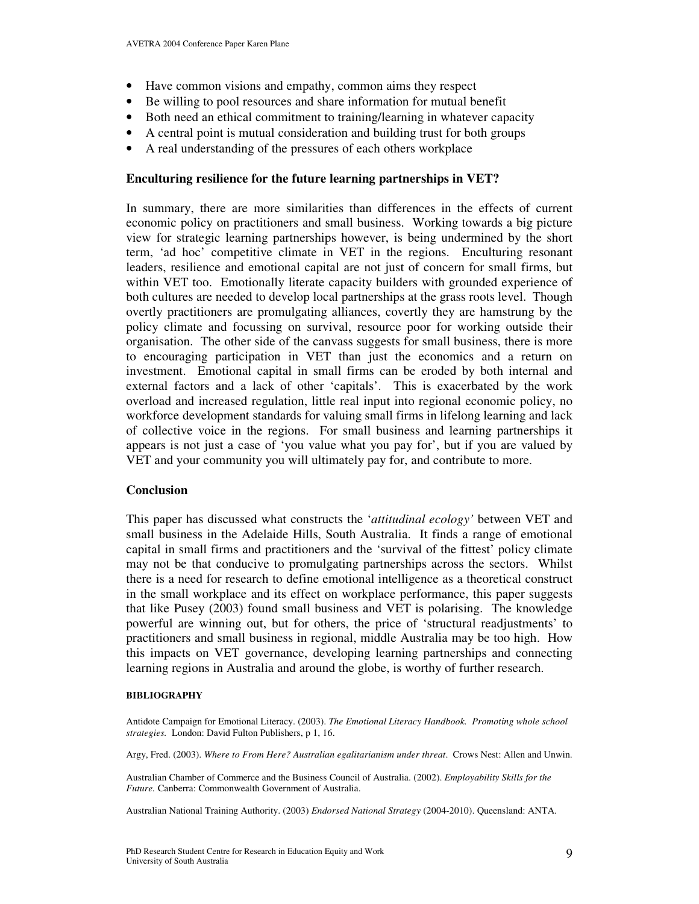- Have common visions and empathy, common aims they respect
- Be willing to pool resources and share information for mutual benefit
- Both need an ethical commitment to training/learning in whatever capacity
- A central point is mutual consideration and building trust for both groups
- A real understanding of the pressures of each others workplace

## Enculturing resilience for the future learning partnerships in VET?

In summary, there are more similarities than differences in the effects of current economic policy on practitioners and small business. Working towards a big picture view for strategic learning partnerships however, is being undermined by the short term, 'ad hoc' competitive climate in VET in the regions. Enculturing resonant leaders, resilience and emotional capital are not just of concern for small firms, but within VET too. Emotionally literate capacity builders with grounded experience of both cultures are needed to develop local partnerships at the grass roots level. Though overtly practitioners are promulgating alliances, covertly they are hamstrung by the policy climate and focussing on survival, resource poor for working outside their organisation. The other side of the canvass suggests for small business, there is more to encouraging participation in VET than just the economics and a return on investment. Emotional capital in small firms can be eroded by both internal and external factors and a lack of other 'capitals'. This is exacerbated by the work overload and increased regulation, little real input into regional economic policy, no workforce development standards for valuing small firms in lifelong learning and lack of collective voice in the regions. For small business and learning partnerships it appears is not just a case of 'you value what you pay for', but if you are valued by VET and your community you will ultimately pay for, and contribute to more.

## Conclusion

This paper has discussed what constructs the '*attitudinal ecology'* between VET and small business in the Adelaide Hills, South Australia. It finds a range of emotional capital in small firms and practitioners and the 'survival of the fittest' policy climate may not be that conducive to promulgating partnerships across the sectors. Whilst there is a need for research to define emotional intelligence as a theoretical construct in the small workplace and its effect on workplace performance, this paper suggests that like Pusey (2003) found small business and VET is polarising. The knowledge powerful are winning out, but for others, the price of 'structural readjustments' to practitioners and small business in regional, middle Australia may be too high. How this impacts on VET governance, developing learning partnerships and connecting learning regions in Australia and around the globe, is worthy of further research.

#### BIBLIOGRAPHY

Antidote Campaign for Emotional Literacy. (2003). *The Emotional Literacy Handbook. Promoting whole school strategies.* London: David Fulton Publishers, p 1, 16.

Argy, Fred. (2003). *Where to From Here? Australian egalitarianism under threat*. Crows Nest: Allen and Unwin.

Australian Chamber of Commerce and the Business Council of Australia. (2002). *Employability Skills for the Future.* Canberra: Commonwealth Government of Australia.

Australian National Training Authority. (2003) *Endorsed National Strategy* (2004-2010). Queensland: ANTA.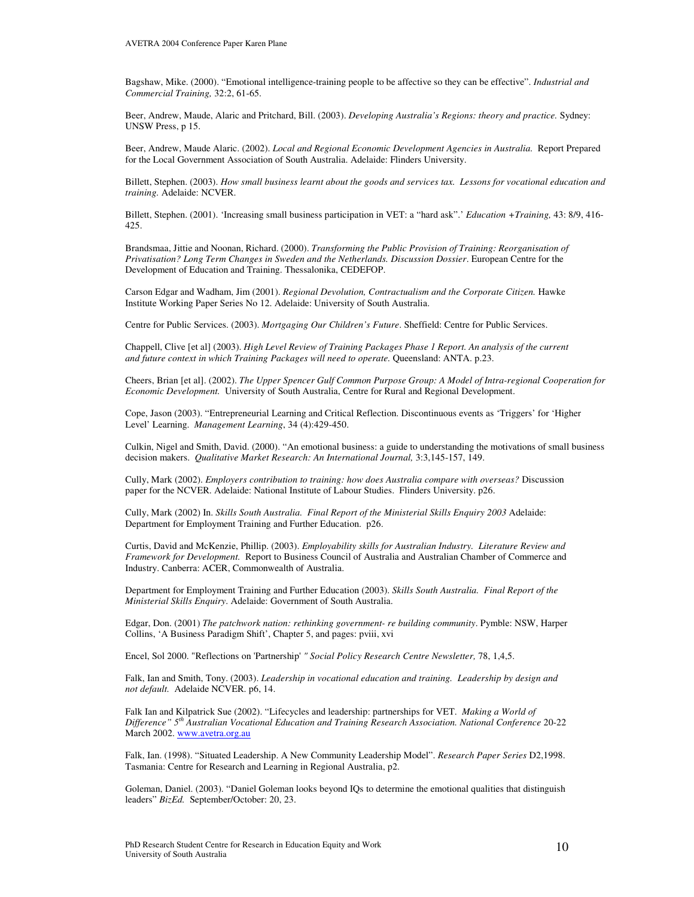Bagshaw, Mike. (2000). "Emotional intelligence-training people to be affective so they can be effective". *Industrial and Commercial Training,* 32:2, 61-65.

Beer, Andrew, Maude, Alaric and Pritchard, Bill. (2003). *Developing Australia's Regions: theory and practice.* Sydney: UNSW Press, p 15.

Beer, Andrew, Maude Alaric. (2002). *Local and Regional Economic Development Agencies in Australia.* Report Prepared for the Local Government Association of South Australia. Adelaide: Flinders University.

Billett, Stephen. (2003). *How small business learnt about the goods and services tax. Lessons for vocational education and training.* Adelaide: NCVER.

Billett, Stephen. (2001). 'Increasing small business participation in VET: a "hard ask".' *Education +Training,* 43: 8/9, 416-425.

Brandsmaa, Jittie and Noonan, Richard. (2000). *Transforming the Public Provision of Training: Reorganisation of Privatisation? Long Term Changes in Sweden and the Netherlands. Discussion Dossier*. European Centre for the Development of Education and Training. Thessalonika, CEDEFOP.

Carson Edgar and Wadham, Jim (2001). *Regional Devolution, Contractualism and the Corporate Citizen.* Hawke Institute Working Paper Series No 12. Adelaide: University of South Australia.

Centre for Public Services. (2003). *Mortgaging Our Children's Future*. Sheffield: Centre for Public Services.

Chappell, Clive [et al] (2003). *High Level Review of Training Packages Phase 1 Report. An analysis of the current and future context in which Training Packages will need to operate.* Queensland: ANTA. p.23.

Cheers, Brian [et al]. (2002). *The Upper Spencer Gulf Common Purpose Group: A Model of Intra-regional Cooperation for Economic Development.* University of South Australia, Centre for Rural and Regional Development.

Cope, Jason (2003). "Entrepreneurial Learning and Critical Reflection. Discontinuous events as 'Triggers' for 'Higher Level' Learning. *Management Learning*, 34 (4):429-450.

Culkin, Nigel and Smith, David. (2000). "An emotional business: a guide to understanding the motivations of small business decision makers. *Qualitative Market Research: An International Journal,* 3:3,145-157, 149.

Cully, Mark (2002). *Employers contribution to training: how does Australia compare with overseas?* Discussion paper for the NCVER. Adelaide: National Institute of Labour Studies. Flinders University. p26.

Cully, Mark (2002) In. *Skills South Australia. Final Report of the Ministerial Skills Enquiry 2003* Adelaide: Department for Employment Training and Further Education. p26.

Curtis, David and McKenzie, Phillip. (2003). *Employability skills for Australian Industry. Literature Review and Framework for Development.* Report to Business Council of Australia and Australian Chamber of Commerce and Industry. Canberra: ACER, Commonwealth of Australia.

Department for Employment Training and Further Education (2003). *Skills South Australia. Final Report of the Ministerial Skills Enquiry*. Adelaide: Government of South Australia.

Edgar, Don. (2001) *The patchwork nation: rethinking government- re building community*. Pymble: NSW, Harper Collins, 'A Business Paradigm Shift', Chapter 5, and pages: pviii, xvi

Encel, Sol 2000. "Reflections on 'Partnership' *" Social Policy Research Centre Newsletter,* 78, 1,4,5.

Falk, Ian and Smith, Tony. (2003). *Leadership in vocational education and training. Leadership by design and not default.* Adelaide NCVER. p6, 14.

Falk Ian and Kilpatrick Sue (2002). "Lifecycles and leadership: partnerships for VET. *Making a World of Difference" 5th Australian Vocational Education and Training Research Association. National Conference* 20-22 March 2002. www.avetra.org.au

Falk, Ian. (1998). "Situated Leadership. A New Community Leadership Model". *Research Paper Series* D2,1998. Tasmania: Centre for Research and Learning in Regional Australia, p2.

Goleman, Daniel. (2003). "Daniel Goleman looks beyond IQs to determine the emotional qualities that distinguish leaders" *BizEd.* September/October: 20, 23.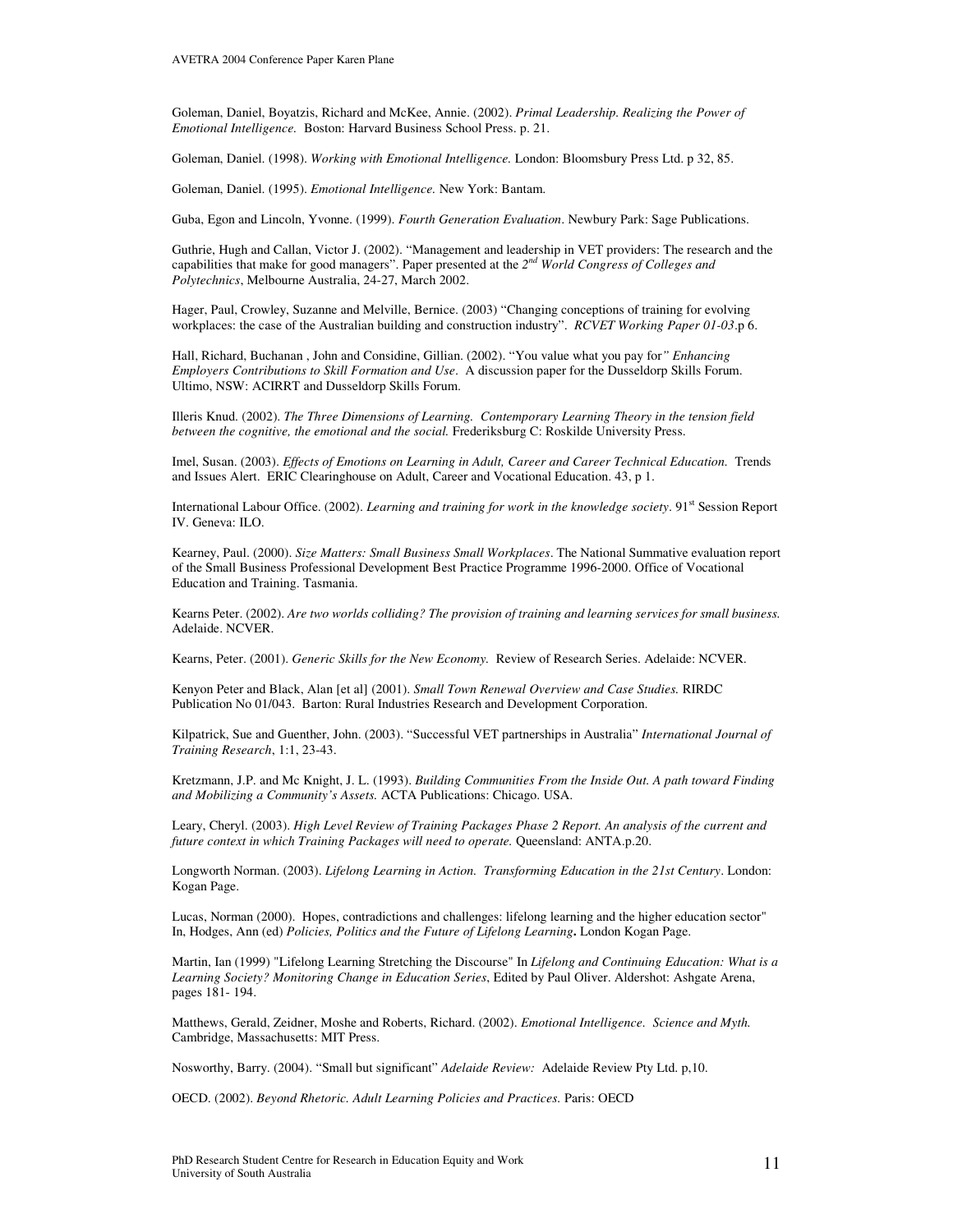Goleman, Daniel, Boyatzis, Richard and McKee, Annie. (2002). *Primal Leadership. Realizing the Power of Emotional Intelligence.* Boston: Harvard Business School Press. p. 21.

Goleman, Daniel. (1998). *Working with Emotional Intelligence.* London: Bloomsbury Press Ltd. p 32, 85.

Goleman, Daniel. (1995). *Emotional Intelligence.* New York: Bantam.

Guba, Egon and Lincoln, Yvonne. (1999). *Fourth Generation Evaluation*. Newbury Park: Sage Publications.

Guthrie, Hugh and Callan, Victor J. (2002). "Management and leadership in VET providers: The research and the capabilities that make for good managers". Paper presented at the *2nd World Congress of Colleges and Polytechnics*, Melbourne Australia, 24-27, March 2002.

Hager, Paul, Crowley, Suzanne and Melville, Bernice. (2003) "Changing conceptions of training for evolving workplaces: the case of the Australian building and construction industry". *RCVET Working Paper 01-03*.p 6.

Hall, Richard, Buchanan , John and Considine, Gillian. (2002). "You value what you pay for*" Enhancing Employers Contributions to Skill Formation and Use*. A discussion paper for the Dusseldorp Skills Forum. Ultimo, NSW: ACIRRT and Dusseldorp Skills Forum.

Illeris Knud. (2002). *The Three Dimensions of Learning. Contemporary Learning Theory in the tension field between the cognitive, the emotional and the social.* Frederiksburg C: Roskilde University Press.

Imel, Susan. (2003). *Effects of Emotions on Learning in Adult, Career and Career Technical Education.* Trends and Issues Alert. ERIC Clearinghouse on Adult, Career and Vocational Education. 43, p 1.

International Labour Office. (2002). *Learning and training for work in the knowledge society*. 91st Session Report IV. Geneva: ILO.

Kearney, Paul. (2000). *Size Matters: Small Business Small Workplaces*. The National Summative evaluation report of the Small Business Professional Development Best Practice Programme 1996-2000. Office of Vocational Education and Training. Tasmania.

Kearns Peter. (2002). *Are two worlds colliding? The provision of training and learning services for small business.* Adelaide. NCVER.

Kearns, Peter. (2001). *Generic Skills for the New Economy.* Review of Research Series. Adelaide: NCVER.

Kenyon Peter and Black, Alan [et al] (2001). *Small Town Renewal Overview and Case Studies.* RIRDC Publication No 01/043. Barton: Rural Industries Research and Development Corporation.

Kilpatrick, Sue and Guenther, John. (2003). "Successful VET partnerships in Australia" *International Journal of Training Research*, 1:1, 23-43.

Kretzmann, J.P. and Mc Knight, J. L. (1993). *Building Communities From the Inside Out. A path toward Finding and Mobilizing a Community's Assets.* ACTA Publications: Chicago. USA.

Leary, Cheryl. (2003). *High Level Review of Training Packages Phase 2 Report. An analysis of the current and future context in which Training Packages will need to operate.* Queensland: ANTA.p.20.

Longworth Norman. (2003). *Lifelong Learning in Action. Transforming Education in the 21st Century*. London: Kogan Page.

Lucas, Norman (2000). Hopes, contradictions and challenges: lifelong learning and the higher education sector" In, Hodges, Ann (ed) *Policies, Politics and the Future of Lifelong Learning***.** London Kogan Page.

Martin, Ian (1999) "Lifelong Learning Stretching the Discourse" In *Lifelong and Continuing Education: What is a Learning Society? Monitoring Change in Education Series*, Edited by Paul Oliver. Aldershot: Ashgate Arena, pages 181- 194.

Matthews, Gerald, Zeidner, Moshe and Roberts, Richard. (2002). *Emotional Intelligence. Science and Myth.* Cambridge, Massachusetts: MIT Press.

Nosworthy, Barry. (2004). "Small but significant" *Adelaide Review:* Adelaide Review Pty Ltd. p,10.

OECD. (2002). *Beyond Rhetoric. Adult Learning Policies and Practices.* Paris: OECD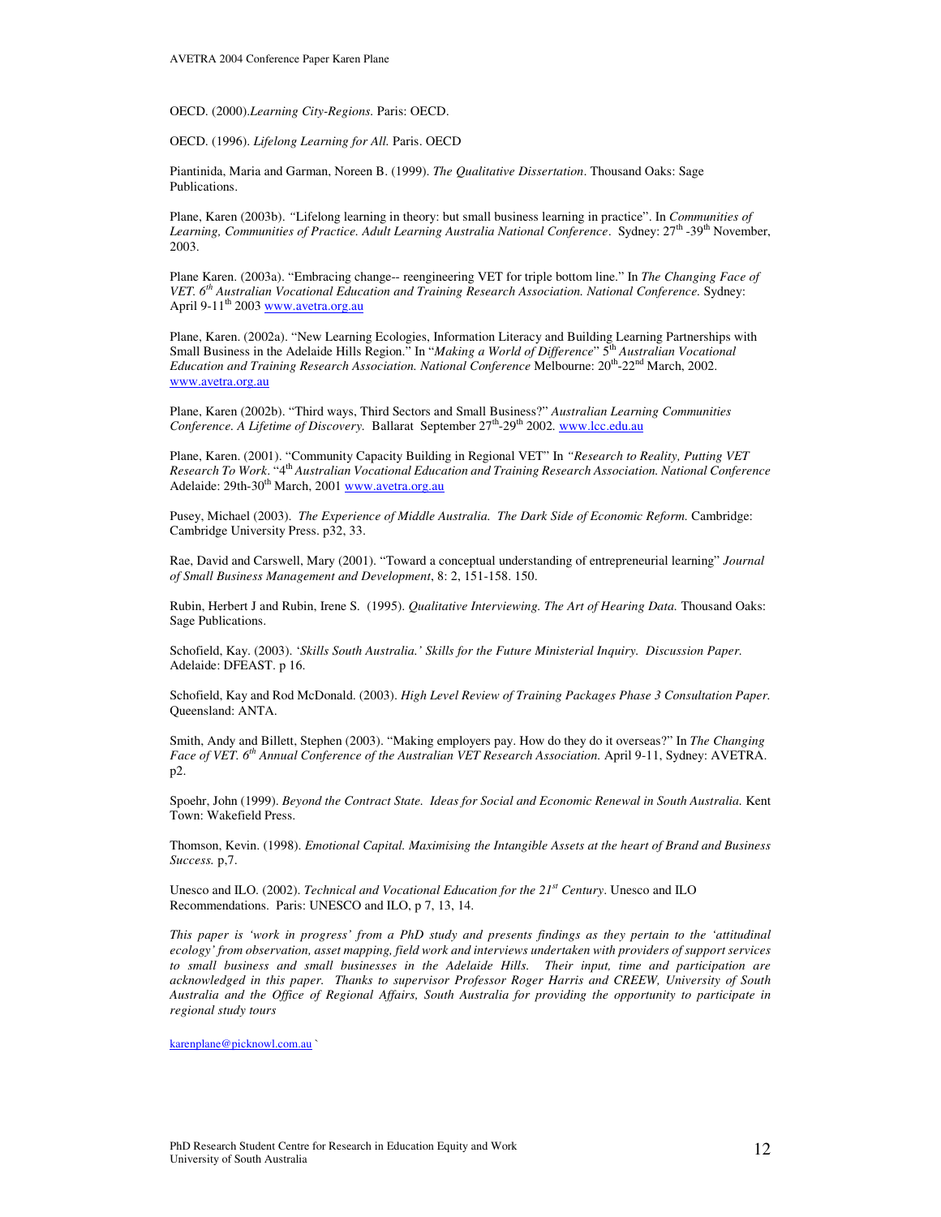OECD. (2000). *Learning City-Regions.* Paris: OECD.

OECD. (1996). *Lifelong Learning for All.* Paris. OECD

Piantinida, Maria and Garman, Noreen B. (1999). *The Qualitative Dissertation*. Thousand Oaks: Sage Publications.

Plane, Karen (2003b). "Lifelong learning in theory: but small business learning in practice". In *Communities of Learning, Communities of Practice. Adult Learning Australia National Conference*. Sydney: 27[th] -39[th] November, 2003.

Plane Karen. (2003a). "Embracing change-- reengineering VET for triple bottom line." In *The Changing Face of VET. 6[th] Australian Vocational Education and Training Research Association. National Conference.* Sydney: April 9-11[th] 2003 www.avetra.org.au

Plane, Karen. (2002a). "New Learning Ecologies, Information Literacy and Building Learning Partnerships with Small Business in the Adelaide Hills Region." In "*Making a World of Difference*" *5[th] Australian Vocational Education and Training Research Association. National Conference* Melbourne: 20[th]-22[nd] March, 2002. www.avetra.org.au

Plane, Karen (2002b). "Third ways, Third Sectors and Small Business?" *Australian Learning Communities Conference. A Lifetime of Discovery.* Ballarat September 27[th]-29[th] 2002. www.lcc.edu.au

Plane, Karen. (2001). "Community Capacity Building in Regional VET" In *"Research to Reality, Putting VET Research To Work*. "4[th] *Australian Vocational Education and Training Research Association. National Conference* Adelaide: 29th-30[th] March, 2001 www.avetra.org.au

Pusey, Michael (2003). *The Experience of Middle Australia. The Dark Side of Economic Reform.* Cambridge: Cambridge University Press. p32, 33.

Rae, David and Carswell, Mary (2001). "Toward a conceptual understanding of entrepreneurial learning" *Journal of Small Business Management and Development*, 8: 2, 151-158. 150.

Rubin, Herbert J and Rubin, Irene S. (1995). *Qualitative Interviewing. The Art of Hearing Data.* Thousand Oaks: Sage Publications.

Schofield, Kay. (2003). '*Skills South Australia.' Skills for the Future Ministerial Inquiry. Discussion Paper.* Adelaide: DFEAST. p 16.

Schofield, Kay and Rod McDonald. (2003). *High Level Review of Training Packages Phase 3 Consultation Paper.* Queensland: ANTA.

Smith, Andy and Billett, Stephen (2003). "Making employers pay. How do they do it overseas?" In *The Changing Face of VET. 6[th] Annual Conference of the Australian VET Research Association.* April 9-11, Sydney: AVETRA. p2.

Spoehr, John (1999). *Beyond the Contract State. Ideas for Social and Economic Renewal in South Australia.* Kent Town: Wakefield Press.

Thomson, Kevin. (1998). *Emotional Capital. Maximising the Intangible Assets at the heart of Brand and Business Success.* p,7.

Unesco and ILO. (2002). *Technical and Vocational Education for the 21[st] Century*. Unesco and ILO Recommendations. Paris: UNESCO and ILO, p 7, 13, 14.

*This paper is 'work in progress' from a PhD study and presents findings as they pertain to the 'attitudinal ecology' from observation, asset mapping, field work and interviews undertaken with providers of support services to small business and small businesses in the Adelaide Hills. Their input, time and participation are acknowledged in this paper. Thanks to supervisor Professor Roger Harris and CREEW, University of South Australia and the Office of Regional Affairs, South Australia for providing the opportunity to participate in regional study tours*

karenplane@picknowl.com.au `